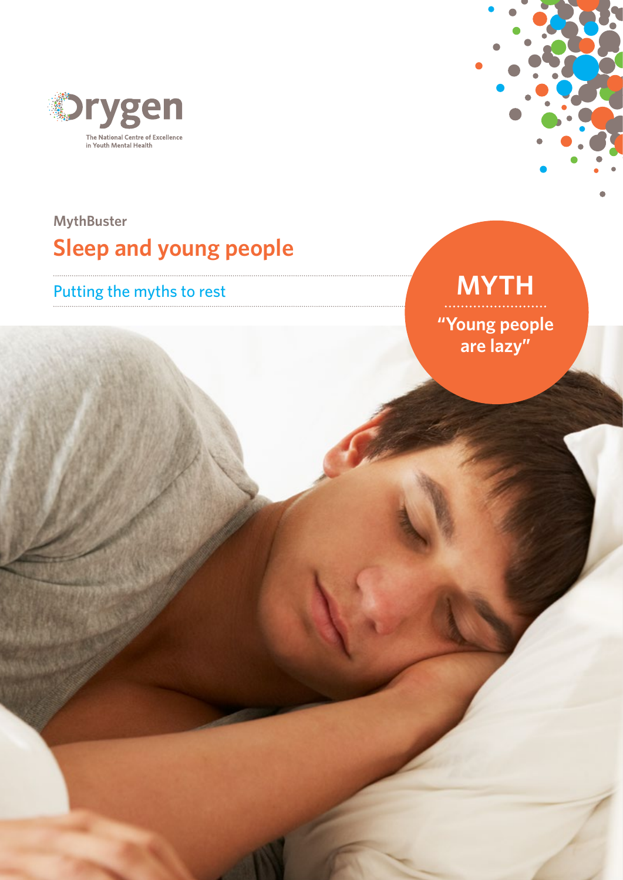Orygen

The National Centre of Excellence in Youth Mental Health

MythBuster

# Sleep and young people

## Putting the myths to rest

**MYTH**

**"Young people are lazy"**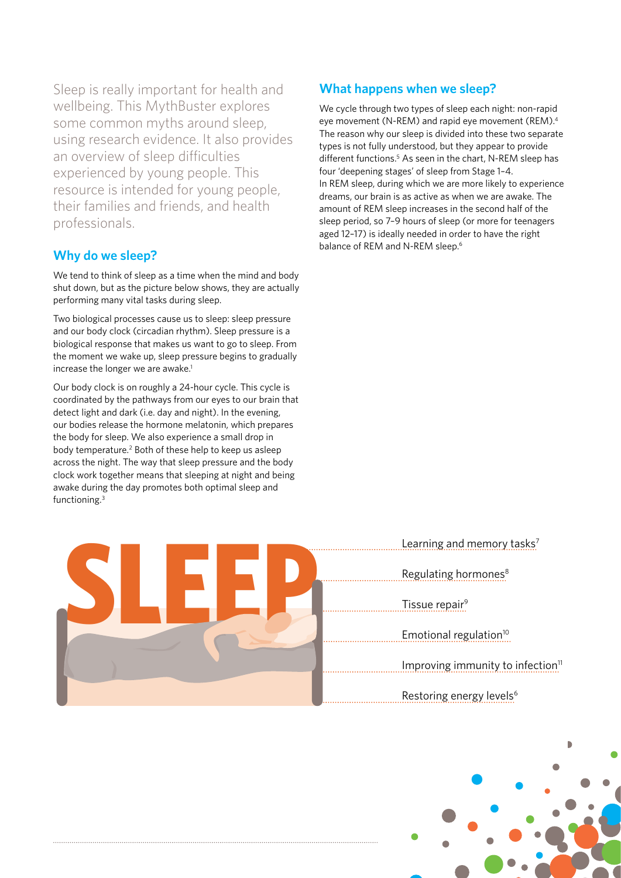Sleep is really important for health and wellbeing. This MythBuster explores some common myths around sleep, using research evidence. It also provides an overview of sleep difficulties experienced by young people. This resource is intended for young people, their families and friends, and health professionals.

## Why do we sleep?

We tend to think of sleep as a time when the mind and body shut down, but as the picture below shows, they are actually performing many vital tasks during sleep.

Two biological processes cause us to sleep: sleep pressure and our body clock (circadian rhythm). Sleep pressure is a biological response that makes us want to go to sleep. From the moment we wake up, sleep pressure begins to gradually increase the longer we are awake.[1]

Our body clock is on roughly a 24-hour cycle. This cycle is coordinated by the pathways from our eyes to our brain that detect light and dark (i.e. day and night). In the evening, our bodies release the hormone melatonin, which prepares the body for sleep. We also experience a small drop in body temperature.[2] Both of these help to keep us asleep across the night. The way that sleep pressure and the body clock work together means that sleeping at night and being awake during the day promotes both optimal sleep and functioning.[3]

## What happens when we sleep?

We cycle through two types of sleep each night: non-rapid eye movement (N-REM) and rapid eye movement (REM).[4] The reason why our sleep is divided into these two separate types is not fully understood, but they appear to provide different functions.[5] As seen in the chart, N-REM sleep has four 'deepening stages' of sleep from Stage 1–4. In REM sleep, during which we are more likely to experience dreams, our brain is as active as when we are awake. The amount of REM sleep increases in the second half of the sleep period, so 7–9 hours of sleep (or more for teenagers aged 12–17) is ideally needed in order to have the right balance of REM and N-REM sleep.[6]

**SLEEP**

- Learning and memory tasks[7]
- Regulating hormones[8]
- Tissue repair[9]
- Emotional regulation[10]
- Improving immunity to infection[11]
- Restoring energy levels[6]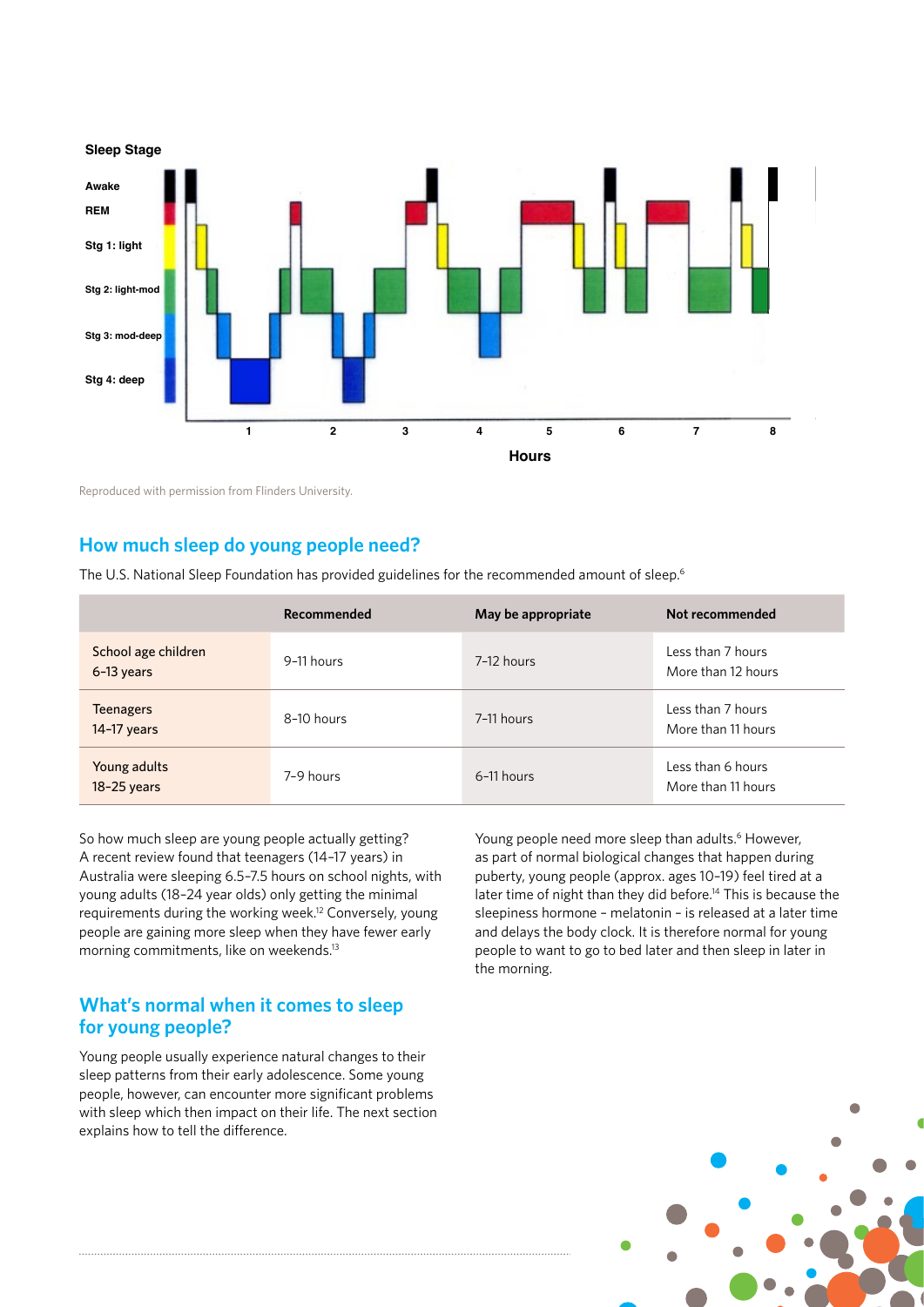Sleep Stage

Awake
REM
Stg 1: light
Stg 2: light-mod
Stg 3: mod-deep
Stg 4: deep

1 2 3 4 5 6 7 8

Hours

Reproduced with permission from Flinders University.

## How much sleep do young people need?

The U.S. National Sleep Foundation has provided guidelines for the recommended amount of sleep.[6]

| | Recommended | May be appropriate | Not recommended |
|---|---|---|---|
| School age children 6–13 years | 9–11 hours | 7–12 hours | Less than 7 hours More than 12 hours |
| Teenagers 14–17 years | 8–10 hours | 7–11 hours | Less than 7 hours More than 11 hours |
| Young adults 18–25 years | 7–9 hours | 6–11 hours | Less than 6 hours More than 11 hours |

So how much sleep are young people actually getting? A recent review found that teenagers (14–17 years) in Australia were sleeping 6.5–7.5 hours on school nights, with young adults (18–24 year olds) only getting the minimal requirements during the working week.[12] Conversely, young people are gaining more sleep when they have fewer early morning commitments, like on weekends.[13]

Young people need more sleep than adults.[6] However, as part of normal biological changes that happen during puberty, young people (approx. ages 10–19) feel tired at a later time of night than they did before.[14] This is because the sleepiness hormone – melatonin – is released at a later time and delays the body clock. It is therefore normal for young people to want to go to bed later and then sleep in later in the morning.

## What's normal when it comes to sleep for young people?

Young people usually experience natural changes to their sleep patterns from their early adolescence. Some young people, however, can encounter more significant problems with sleep which then impact on their life. The next section explains how to tell the difference.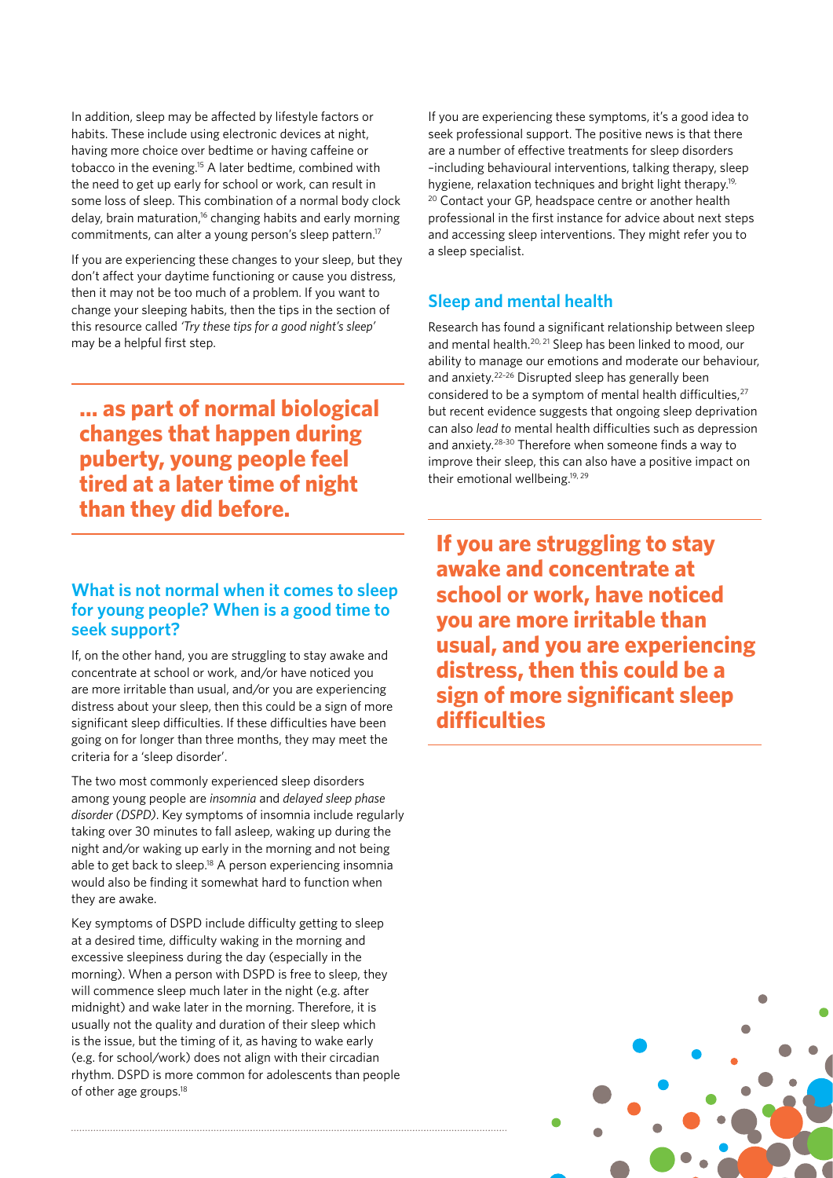In addition, sleep may be affected by lifestyle factors or habits. These include using electronic devices at night, having more choice over bedtime or having caffeine or tobacco in the evening.[15] A later bedtime, combined with the need to get up early for school or work, can result in some loss of sleep. This combination of a normal body clock delay, brain maturation,[16] changing habits and early morning commitments, can alter a young person's sleep pattern.[17]

If you are experiencing these changes to your sleep, but they don't affect your daytime functioning or cause you distress, then it may not be too much of a problem. If you want to change your sleeping habits, then the tips in the section of this resource called *'Try these tips for a good night's sleep'* may be a helpful first step.

**… as part of normal biological changes that happen during puberty, young people feel tired at a later time of night than they did before.**

## What is not normal when it comes to sleep for young people? When is a good time to seek support?

If, on the other hand, you are struggling to stay awake and concentrate at school or work, and/or have noticed you are more irritable than usual, and/or you are experiencing distress about your sleep, then this could be a sign of more significant sleep difficulties. If these difficulties have been going on for longer than three months, they may meet the criteria for a 'sleep disorder'.

The two most commonly experienced sleep disorders among young people are *insomnia* and *delayed sleep phase disorder (DSPD)*. Key symptoms of insomnia include regularly taking over 30 minutes to fall asleep, waking up during the night and/or waking up early in the morning and not being able to get back to sleep.[18] A person experiencing insomnia would also be finding it somewhat hard to function when they are awake.

Key symptoms of DSPD include difficulty getting to sleep at a desired time, difficulty waking in the morning and excessive sleepiness during the day (especially in the morning). When a person with DSPD is free to sleep, they will commence sleep much later in the night (e.g. after midnight) and wake later in the morning. Therefore, it is usually not the quality and duration of their sleep which is the issue, but the timing of it, as having to wake early (e.g. for school/work) does not align with their circadian rhythm. DSPD is more common for adolescents than people of other age groups.[18]

If you are experiencing these symptoms, it's a good idea to seek professional support. The positive news is that there are a number of effective treatments for sleep disorders –including behavioural interventions, talking therapy, sleep hygiene, relaxation techniques and bright light therapy.[19, 20] Contact your GP, headspace centre or another health professional in the first instance for advice about next steps and accessing sleep interventions. They might refer you to a sleep specialist.

## Sleep and mental health

Research has found a significant relationship between sleep and mental health.[20, 21] Sleep has been linked to mood, our ability to manage our emotions and moderate our behaviour, and anxiety.[22–26] Disrupted sleep has generally been considered to be a symptom of mental health difficulties,[27] but recent evidence suggests that ongoing sleep deprivation can also *lead to* mental health difficulties such as depression and anxiety.[28-30] Therefore when someone finds a way to improve their sleep, this can also have a positive impact on their emotional wellbeing.[19, 29]

**If you are struggling to stay awake and concentrate at school or work, have noticed you are more irritable than usual, and you are experiencing distress, then this could be a sign of more significant sleep difficulties**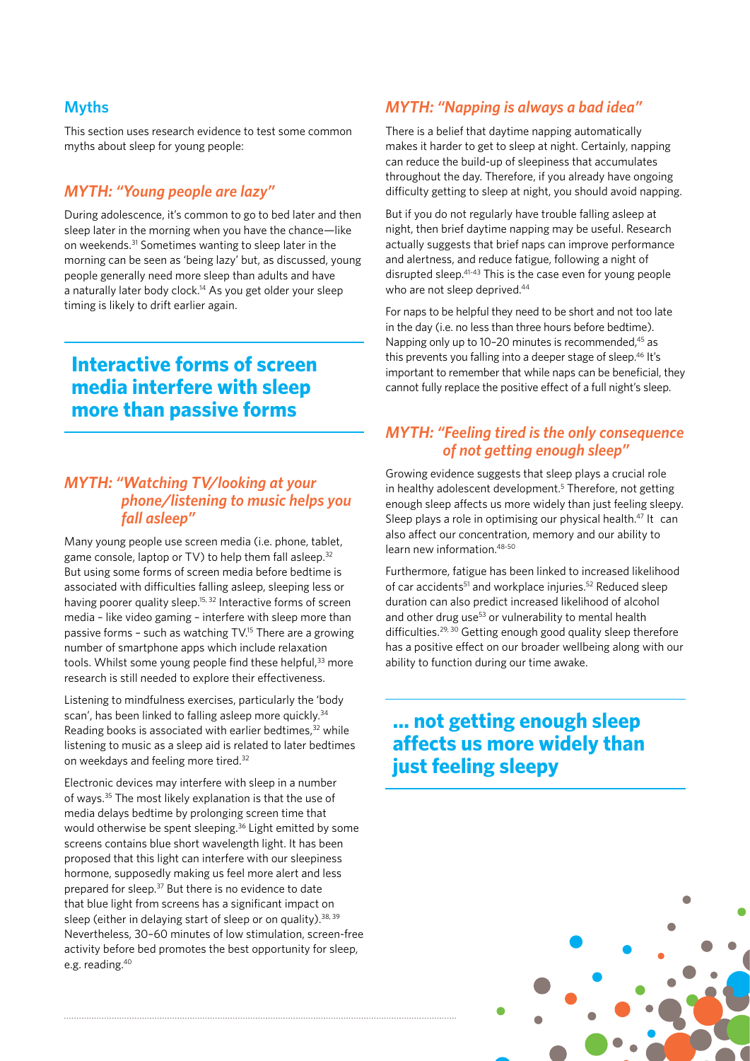## Myths

This section uses research evidence to test some common myths about sleep for young people:

### *MYTH: "Young people are lazy"*

During adolescence, it's common to go to bed later and then sleep later in the morning when you have the chance—like on weekends.[31] Sometimes wanting to sleep later in the morning can be seen as 'being lazy' but, as discussed, young people generally need more sleep than adults and have a naturally later body clock.[14] As you get older your sleep timing is likely to drift earlier again.

**Interactive forms of screen media interfere with sleep more than passive forms**

### *MYTH: "Watching TV/looking at your phone/listening to music helps you fall asleep"*

Many young people use screen media (i.e. phone, tablet, game console, laptop or TV) to help them fall asleep.[32] But using some forms of screen media before bedtime is associated with difficulties falling asleep, sleeping less or having poorer quality sleep.[15, 32] Interactive forms of screen media – like video gaming – interfere with sleep more than passive forms – such as watching TV.[15] There are a growing number of smartphone apps which include relaxation tools. Whilst some young people find these helpful,[33] more research is still needed to explore their effectiveness.

Listening to mindfulness exercises, particularly the 'body scan', has been linked to falling asleep more quickly.[34] Reading books is associated with earlier bedtimes,[32] while listening to music as a sleep aid is related to later bedtimes on weekdays and feeling more tired.[32]

Electronic devices may interfere with sleep in a number of ways.[35] The most likely explanation is that the use of media delays bedtime by prolonging screen time that would otherwise be spent sleeping.[36] Light emitted by some screens contains blue short wavelength light. It has been proposed that this light can interfere with our sleepiness hormone, supposedly making us feel more alert and less prepared for sleep.[37] But there is no evidence to date that blue light from screens has a significant impact on sleep (either in delaying start of sleep or on quality).[38, 39] Nevertheless, 30–60 minutes of low stimulation, screen-free activity before bed promotes the best opportunity for sleep, e.g. reading.[40]

### *MYTH: "Napping is always a bad idea"*

There is a belief that daytime napping automatically makes it harder to get to sleep at night. Certainly, napping can reduce the build-up of sleepiness that accumulates throughout the day. Therefore, if you already have ongoing difficulty getting to sleep at night, you should avoid napping.

But if you do not regularly have trouble falling asleep at night, then brief daytime napping may be useful. Research actually suggests that brief naps can improve performance and alertness, and reduce fatigue, following a night of disrupted sleep.[41-43] This is the case even for young people who are not sleep deprived.[44]

For naps to be helpful they need to be short and not too late in the day (i.e. no less than three hours before bedtime). Napping only up to 10–20 minutes is recommended,[45] as this prevents you falling into a deeper stage of sleep.[46] It's important to remember that while naps can be beneficial, they cannot fully replace the positive effect of a full night's sleep.

### *MYTH: "Feeling tired is the only consequence of not getting enough sleep"*

Growing evidence suggests that sleep plays a crucial role in healthy adolescent development.[5] Therefore, not getting enough sleep affects us more widely than just feeling sleepy. Sleep plays a role in optimising our physical health.[47] It can also affect our concentration, memory and our ability to learn new information.[48-50]

Furthermore, fatigue has been linked to increased likelihood of car accidents[51] and workplace injuries.[52] Reduced sleep duration can also predict increased likelihood of alcohol and other drug use[53] or vulnerability to mental health difficulties.[29, 30] Getting enough good quality sleep therefore has a positive effect on our broader wellbeing along with our ability to function during our time awake.

**... not getting enough sleep affects us more widely than just feeling sleepy**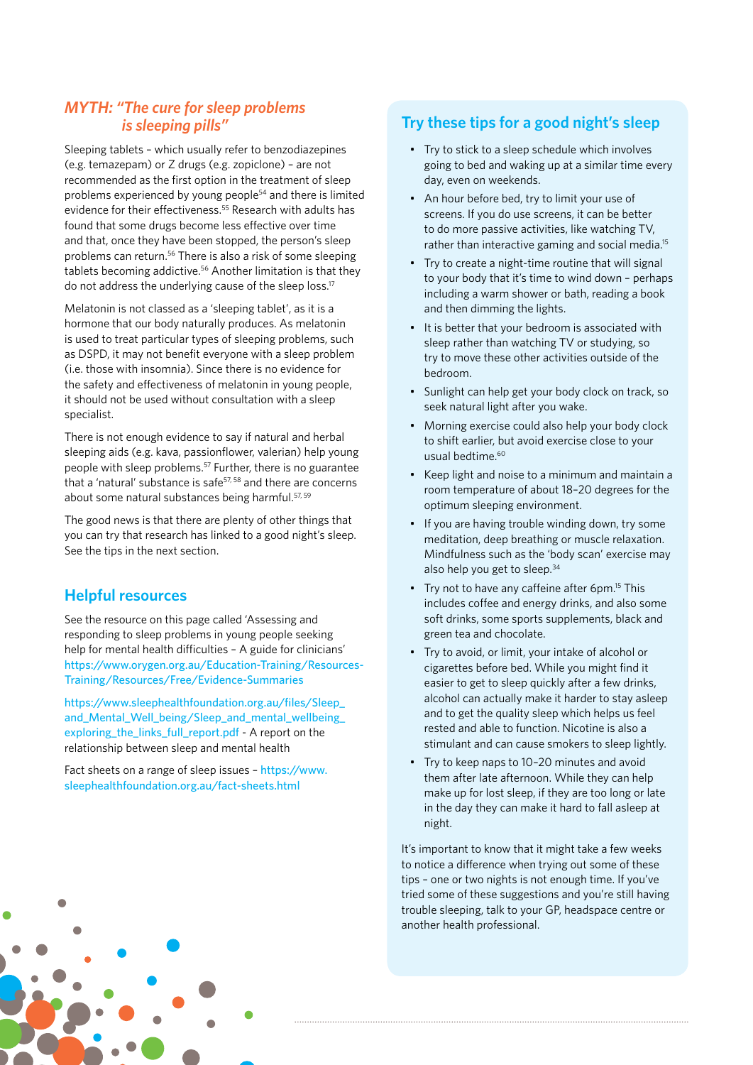## *MYTH: "The cure for sleep problems is sleeping pills"*

Sleeping tablets – which usually refer to benzodiazepines (e.g. temazepam) or Z drugs (e.g. zopiclone) – are not recommended as the first option in the treatment of sleep problems experienced by young people[54] and there is limited evidence for their effectiveness.[55] Research with adults has found that some drugs become less effective over time and that, once they have been stopped, the person's sleep problems can return.[56] There is also a risk of some sleeping tablets becoming addictive.[56] Another limitation is that they do not address the underlying cause of the sleep loss.[17]

Melatonin is not classed as a 'sleeping tablet', as it is a hormone that our body naturally produces. As melatonin is used to treat particular types of sleeping problems, such as DSPD, it may not benefit everyone with a sleep problem (i.e. those with insomnia). Since there is no evidence for the safety and effectiveness of melatonin in young people, it should not be used without consultation with a sleep specialist.

There is not enough evidence to say if natural and herbal sleeping aids (e.g. kava, passionflower, valerian) help young people with sleep problems.[57] Further, there is no guarantee that a 'natural' substance is safe[57, 58] and there are concerns about some natural substances being harmful.[57, 59]

The good news is that there are plenty of other things that you can try that research has linked to a good night's sleep. See the tips in the next section.

## Helpful resources

See the resource on this page called 'Assessing and responding to sleep problems in young people seeking help for mental health difficulties – A guide for clinicians' https://www.orygen.org.au/Education-Training/Resources-Training/Resources/Free/Evidence-Summaries

https://www.sleephealthfoundation.org.au/files/Sleep_and_Mental_Well_being/Sleep_and_mental_wellbeing_exploring_the_links_full_report.pdf - A report on the relationship between sleep and mental health

Fact sheets on a range of sleep issues – https://www.sleephealthfoundation.org.au/fact-sheets.html

## Try these tips for a good night's sleep

- Try to stick to a sleep schedule which involves going to bed and waking up at a similar time every day, even on weekends.
- An hour before bed, try to limit your use of screens. If you do use screens, it can be better to do more passive activities, like watching TV, rather than interactive gaming and social media.[15]
- Try to create a night-time routine that will signal to your body that it's time to wind down – perhaps including a warm shower or bath, reading a book and then dimming the lights.
- It is better that your bedroom is associated with sleep rather than watching TV or studying, so try to move these other activities outside of the bedroom.
- Sunlight can help get your body clock on track, so seek natural light after you wake.
- Morning exercise could also help your body clock to shift earlier, but avoid exercise close to your usual bedtime.[60]
- Keep light and noise to a minimum and maintain a room temperature of about 18–20 degrees for the optimum sleeping environment.
- If you are having trouble winding down, try some meditation, deep breathing or muscle relaxation. Mindfulness such as the 'body scan' exercise may also help you get to sleep.[34]
- Try not to have any caffeine after 6pm.[15] This includes coffee and energy drinks, and also some soft drinks, some sports supplements, black and green tea and chocolate.
- Try to avoid, or limit, your intake of alcohol or cigarettes before bed. While you might find it easier to get to sleep quickly after a few drinks, alcohol can actually make it harder to stay asleep and to get the quality sleep which helps us feel rested and able to function. Nicotine is also a stimulant and can cause smokers to sleep lightly.
- Try to keep naps to 10–20 minutes and avoid them after late afternoon. While they can help make up for lost sleep, if they are too long or late in the day they can make it hard to fall asleep at night.

It's important to know that it might take a few weeks to notice a difference when trying out some of these tips – one or two nights is not enough time. If you've tried some of these suggestions and you're still having trouble sleeping, talk to your GP, headspace centre or another health professional.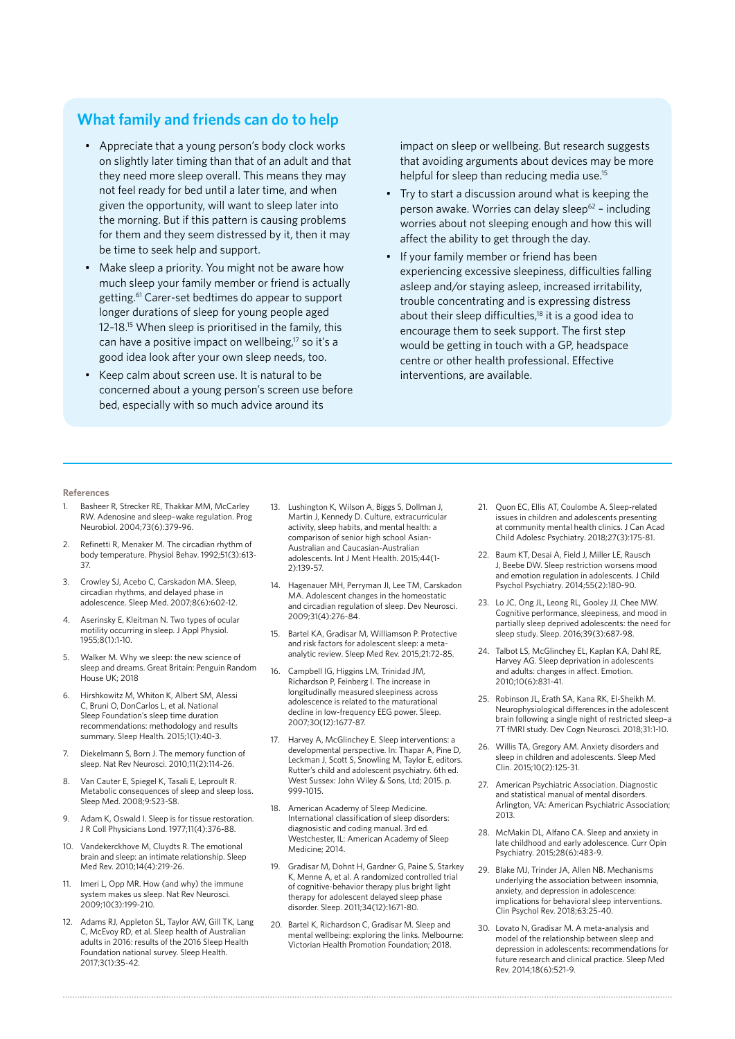## What family and friends can do to help

- Appreciate that a young person's body clock works on slightly later timing than that of an adult and that they need more sleep overall. This means they may not feel ready for bed until a later time, and when given the opportunity, will want to sleep later into the morning. But if this pattern is causing problems for them and they seem distressed by it, then it may be time to seek help and support.
- Make sleep a priority. You might not be aware how much sleep your family member or friend is actually getting.[61] Carer-set bedtimes do appear to support longer durations of sleep for young people aged 12–18.[15] When sleep is prioritised in the family, this can have a positive impact on wellbeing,[17] so it's a good idea look after your own sleep needs, too.
- Keep calm about screen use. It is natural to be concerned about a young person's screen use before bed, especially with so much advice around its impact on sleep or wellbeing. But research suggests that avoiding arguments about devices may be more helpful for sleep than reducing media use.[15]
- Try to start a discussion around what is keeping the person awake. Worries can delay sleep[62] – including worries about not sleeping enough and how this will affect the ability to get through the day.
- If your family member or friend has been experiencing excessive sleepiness, difficulties falling asleep and/or staying asleep, increased irritability, trouble concentrating and is expressing distress about their sleep difficulties,[18] it is a good idea to encourage them to seek support. The first step would be getting in touch with a GP, headspace centre or other health professional. Effective interventions, are available.

#### References

1. Basheer R, Strecker RE, Thakkar MM, McCarley RW. Adenosine and sleep–wake regulation. Prog Neurobiol. 2004;73(6):379-96.
2. Refinetti R, Menaker M. The circadian rhythm of body temperature. Physiol Behav. 1992;51(3):613-37.
3. Crowley SJ, Acebo C, Carskadon MA. Sleep, circadian rhythms, and delayed phase in adolescence. Sleep Med. 2007;8(6):602-12.
4. Aserinsky E, Kleitman N. Two types of ocular motility occurring in sleep. J Appl Physiol. 1955;8(1):1-10.
5. Walker M. Why we sleep: the new science of sleep and dreams. Great Britain: Penguin Random House UK; 2018
6. Hirshkowitz M, Whiton K, Albert SM, Alessi C, Bruni O, DonCarlos L, et al. National Sleep Foundation's sleep time duration recommendations: methodology and results summary. Sleep Health. 2015;1(1):40-3.
7. Diekelmann S, Born J. The memory function of sleep. Nat Rev Neurosci. 2010;11(2):114-26.
8. Van Cauter E, Spiegel K, Tasali E, Leproult R. Metabolic consequences of sleep and sleep loss. Sleep Med. 2008;9:S23-S8.
9. Adam K, Oswald I. Sleep is for tissue restoration. J R Coll Physicians Lond. 1977;11(4):376-88.
10. Vandekerckhove M, Cluydts R. The emotional brain and sleep: an intimate relationship. Sleep Med Rev. 2010;14(4):219-26.
11. Imeri L, Opp MR. How (and why) the immune system makes us sleep. Nat Rev Neurosci. 2009;10(3):199-210.
12. Adams RJ, Appleton SL, Taylor AW, Gill TK, Lang C, McEvoy RD, et al. Sleep health of Australian adults in 2016: results of the 2016 Sleep Health Foundation national survey. Sleep Health. 2017;3(1):35-42.
13. Lushington K, Wilson A, Biggs S, Dollman J, Martin J, Kennedy D. Culture, extracurricular activity, sleep habits, and mental health: a comparison of senior high school Asian-Australian and Caucasian-Australian adolescents. Int J Ment Health. 2015;44(1-2):139-57.
14. Hagenauer MH, Perryman JI, Lee TM, Carskadon MA. Adolescent changes in the homeostatic and circadian regulation of sleep. Dev Neurosci. 2009;31(4):276-84.
15. Bartel KA, Gradisar M, Williamson P. Protective and risk factors for adolescent sleep: a meta-analytic review. Sleep Med Rev. 2015;21:72-85.
16. Campbell IG, Higgins LM, Trinidad JM, Richardson P, Feinberg I. The increase in longitudinally measured sleepiness across adolescence is related to the maturational decline in low-frequency EEG power. Sleep. 2007;30(12):1677-87.
17. Harvey A, McGlinchey E. Sleep interventions: a developmental perspective. In: Thapar A, Pine D, Leckman J, Scott S, Snowling M, Taylor E, editors. Rutter's child and adolescent psychiatry. 6th ed. West Sussex: John Wiley & Sons, Ltd; 2015. p. 999-1015.
18. American Academy of Sleep Medicine. International classification of sleep disorders: diagnositic and coding manual. 3rd ed. Westchester, IL: American Academy of Sleep Medicine; 2014.
19. Gradisar M, Dohnt H, Gardner G, Paine S, Starkey K, Menne A, et al. A randomized controlled trial of cognitive-behavior therapy plus bright light therapy for adolescent delayed sleep phase disorder. Sleep. 2011;34(12):1671-80.
20. Bartel K, Richardson C, Gradisar M. Sleep and mental wellbeing: exploring the links. Melbourne: Victorian Health Promotion Foundation; 2018.
21. Quon EC, Ellis AT, Coulombe A. Sleep-related issues in children and adolescents presenting at community mental health clinics. J Can Acad Child Adolesc Psychiatry. 2018;27(3):175-81.
22. Baum KT, Desai A, Field J, Miller LE, Rausch J, Beebe DW. Sleep restriction worsens mood and emotion regulation in adolescents. J Child Psychol Psychiatry. 2014;55(2):180-90.
23. Lo JC, Ong JL, Leong RL, Gooley JJ, Chee MW. Cognitive performance, sleepiness, and mood in partially sleep deprived adolescents: the need for sleep study. Sleep. 2016;39(3):687-98.
24. Talbot LS, McGlinchey EL, Kaplan KA, Dahl RE, Harvey AG. Sleep deprivation in adolescents and adults: changes in affect. Emotion. 2010;10(6):831-41.
25. Robinson JL, Erath SA, Kana RK, El-Sheikh M. Neurophysiological differences in the adolescent brain following a single night of restricted sleep–a 7T fMRI study. Dev Cogn Neurosci. 2018;31:1-10.
26. Willis TA, Gregory AM. Anxiety disorders and sleep in children and adolescents. Sleep Med Clin. 2015;10(2):125-31.
27. American Psychiatric Association. Diagnostic and statistical manual of mental disorders. Arlington, VA: American Psychiatric Association; 2013.
28. McMakin DL, Alfano CA. Sleep and anxiety in late childhood and early adolescence. Curr Opin Psychiatry. 2015;28(6):483-9.
29. Blake MJ, Trinder JA, Allen NB. Mechanisms underlying the association between insomnia, anxiety, and depression in adolescence: implications for behavioral sleep interventions. Clin Psychol Rev. 2018;63:25-40.
30. Lovato N, Gradisar M. A meta-analysis and model of the relationship between sleep and depression in adolescents: recommendations for future research and clinical practice. Sleep Med Rev. 2014;18(6):521-9.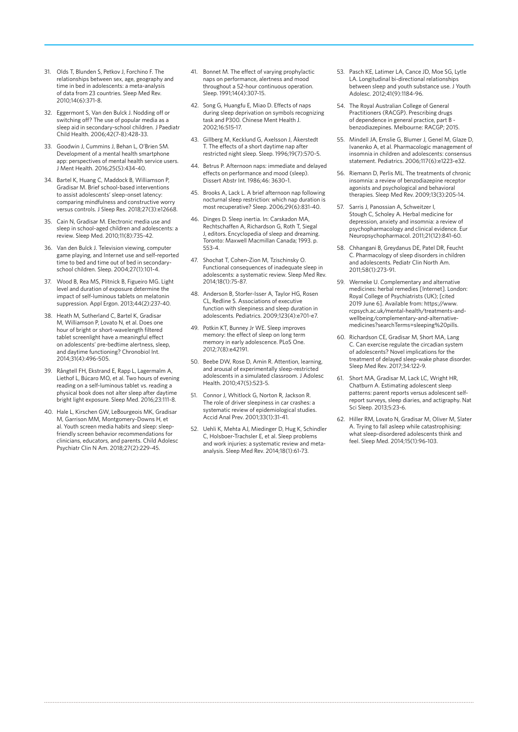31. Olds T, Blunden S, Petkov J, Forchino F. The relationships between sex, age, geography and time in bed in adolescents: a meta-analysis of data from 23 countries. Sleep Med Rev. 2010;14(6):371-8.
32. Eggermont S, Van den Bulck J. Nodding off or switching off? The use of popular media as a sleep aid in secondary-school children. J Paediatr Child Health. 2006;42(7-8):428-33.
33. Goodwin J, Cummins J, Behan L, O'Brien SM. Development of a mental health smartphone app: perspectives of mental health service users. J Ment Health. 2016;25(5):434-40.
34. Bartel K, Huang C, Maddock B, Williamson P, Gradisar M. Brief school-based interventions to assist adolescents' sleep-onset latency: comparing mindfulness and constructive worry versus controls. J Sleep Res. 2018;27(3):e12668.
35. Cain N, Gradisar M. Electronic media use and sleep in school-aged children and adolescents: a review. Sleep Med. 2010;11(8):735-42.
36. Van den Bulck J. Television viewing, computer game playing, and Internet use and self-reported time to bed and time out of bed in secondary-school children. Sleep. 2004;27(1):101-4.
37. Wood B, Rea MS, Plitnick B, Figueiro MG. Light level and duration of exposure determine the impact of self-luminous tablets on melatonin suppression. Appl Ergon. 2013;44(2):237-40.
38. Heath M, Sutherland C, Bartel K, Gradisar M, Williamson P, Lovato N, et al. Does one hour of bright or short-wavelength filtered tablet screenlight have a meaningful effect on adolescents' pre-bedtime alertness, sleep, and daytime functioning? Chronobiol Int. 2014;31(4):496-505.
39. Rångtell FH, Ekstrand E, Rapp L, Lagermalm A, Liethof L, Búcaro MO, et al. Two hours of evening reading on a self-luminous tablet vs. reading a physical book does not alter sleep after daytime bright light exposure. Sleep Med. 2016;23:111-8.
40. Hale L, Kirschen GW, LeBourgeois MK, Gradisar M, Garrison MM, Montgomery-Downs H, et al. Youth screen media habits and sleep: sleep-friendly screen behavior recommendations for clinicians, educators, and parents. Child Adolesc Psychiatr Clin N Am. 2018;27(2):229-45.
41. Bonnet M. The effect of varying prophylactic naps on performance, alertness and mood throughout a 52-hour continuous operation. Sleep. 1991;14(4):307-15.
42. Song G, Huangfu E, Miao D. Effects of naps during sleep deprivation on symbols recognizing task and P300. Chinese Ment Health J. 2002;16:515-17.
43. Gillberg M, Kecklund G, Axelsson J, Åkerstedt T. The effects of a short daytime nap after restricted night sleep. Sleep. 1996;19(7):570-5.
44. Betrus P. Afternoon naps: immediate and delayed effects on performance and mood (sleep). Dissert Abstr Int. 1986;46: 3630–1.
45. Brooks A, Lack L. A brief afternoon nap following nocturnal sleep restriction: which nap duration is most recuperative? Sleep. 2006;29(6):831-40.
46. Dinges D. Sleep inertia. In: Carskadon MA, Rechtschaffen A, Richardson G, Roth T, Siegal J, editors. Encyclopedia of sleep and dreaming. Toronto: Maxwell Macmillan Canada; 1993. p. 553-4.
47. Shochat T, Cohen-Zion M, Tzischinsky O. Functional consequences of inadequate sleep in adolescents: a systematic review. Sleep Med Rev. 2014;18(1):75-87.
48. Anderson B, Storfer-Isser A, Taylor HG, Rosen CL, Redline S. Associations of executive function with sleepiness and sleep duration in adolescents. Pediatrics. 2009;123(4):e701-e7.
49. Potkin KT, Bunney Jr WE. Sleep improves memory: the effect of sleep on long term memory in early adolescence. PLoS One. 2012;7(8):e42191.
50. Beebe DW, Rose D, Amin R. Attention, learning, and arousal of experimentally sleep-restricted adolescents in a simulated classroom. J Adolesc Health. 2010;47(5):523-5.
51. Connor J, Whitlock G, Norton R, Jackson R. The role of driver sleepiness in car crashes: a systematic review of epidemiological studies. Accid Anal Prev. 2001;33(1):31-41.
52. Uehli K, Mehta AJ, Miedinger D, Hug K, Schindler C, Holsboer-Trachsler E, et al. Sleep problems and work injuries: a systematic review and meta-analysis. Sleep Med Rev. 2014;18(1):61-73.
53. Pasch KE, Latimer LA, Cance JD, Moe SG, Lytle LA. Longitudinal bi-directional relationships between sleep and youth substance use. J Youth Adolesc. 2012;41(9):1184-96.
54. The Royal Australian College of General Practitioners (RACGP). Prescribing drugs of dependence in general practice, part B - benzodiazepines. Melbourne: RACGP; 2015.
55. Mindell JA, Emslie G, Blumer J, Genel M, Glaze D, Ivanenko A, et al. Pharmacologic management of insomnia in children and adolescents: consensus statement. Pediatrics. 2006;117(6):e1223-e32.
56. Riemann D, Perlis ML. The treatments of chronic insomnia: a review of benzodiazepine receptor agonists and psychological and behavioral therapies. Sleep Med Rev. 2009;13(3):205-14.
57. Sarris J, Panossian A, Schweitzer I, Stough C, Scholey A. Herbal medicine for depression, anxiety and insomnia: a review of psychopharmacology and clinical evidence. Eur Neuropsychopharmacol. 2011;21(12):841-60.
58. Chhangani B, Greydanus DE, Patel DR, Feucht C. Pharmacology of sleep disorders in children and adolescents. Pediatr Clin North Am. 2011;58(1):273-91.
59. Werneke U. Complementary and alternative medicines: herbal remedies [Internet]. London: Royal College of Psychiatrists (UK); [cited 2019 June 6]. Available from: https://www.rcpsych.ac.uk/mental-health/treatments-and-wellbeing/complementary-and-alternative-medicines?searchTerms=sleeping%20pills.
60. Richardson CE, Gradisar M, Short MA, Lang C. Can exercise regulate the circadian system of adolescents? Novel implications for the treatment of delayed sleep-wake phase disorder. Sleep Med Rev. 2017;34:122-9.
61. Short MA, Gradisar M, Lack LC, Wright HR, Chatburn A. Estimating adolescent sleep patterns: parent reports versus adolescent self-report surveys, sleep diaries, and actigraphy. Nat Sci Sleep. 2013;5:23-6.
62. Hiller RM, Lovato N, Gradisar M, Oliver M, Slater A. Trying to fall asleep while catastrophising: what sleep-disordered adolescents think and feel. Sleep Med. 2014;15(1):96-103.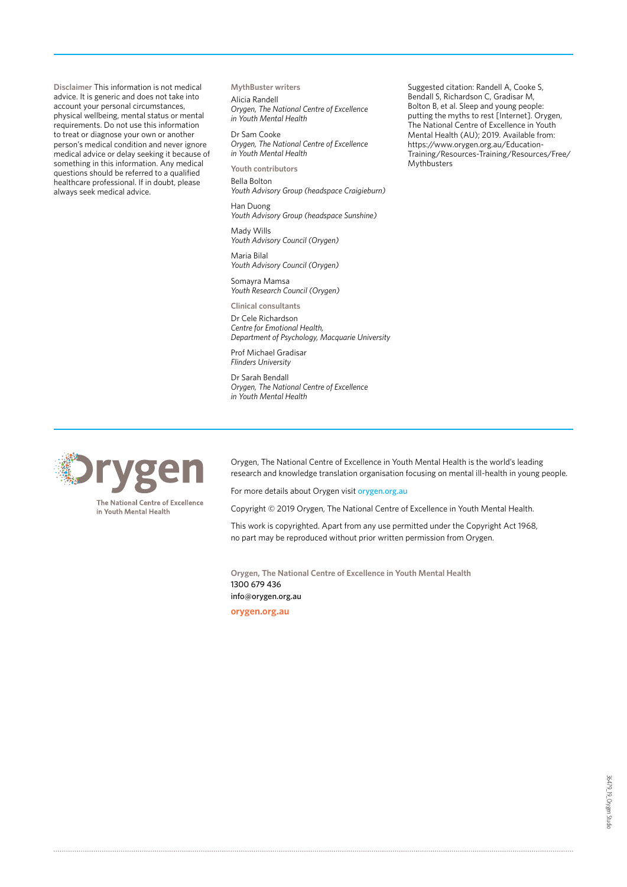**Disclaimer** This information is not medical advice. It is generic and does not take into account your personal circumstances, physical wellbeing, mental status or mental requirements. Do not use this information to treat or diagnose your own or another person's medical condition and never ignore medical advice or delay seeking it because of something in this information. Any medical questions should be referred to a qualified healthcare professional. If in doubt, please always seek medical advice.

**MythBuster writers**

Alicia Randell
*Orygen, The National Centre of Excellence in Youth Mental Health*

Dr Sam Cooke
*Orygen, The National Centre of Excellence in Youth Mental Health*

**Youth contributors**

Bella Bolton
*Youth Advisory Group (headspace Craigieburn)*

Han Duong
*Youth Advisory Group (headspace Sunshine)*

Mady Wills
*Youth Advisory Council (Orygen)*

Maria Bilal
*Youth Advisory Council (Orygen)*

Somayra Mamsa
*Youth Research Council (Orygen)*

**Clinical consultants**

Dr Cele Richardson
*Centre for Emotional Health, Department of Psychology, Macquarie University*

Prof Michael Gradisar
*Flinders University*

Dr Sarah Bendall
*Orygen, The National Centre of Excellence in Youth Mental Health*

Suggested citation: Randell A, Cooke S, Bendall S, Richardson C, Gradisar M, Bolton B, et al. Sleep and young people: putting the myths to rest [Internet]. Orygen, The National Centre of Excellence in Youth Mental Health (AU); 2019. Available from: https://www.orygen.org.au/Education-Training/Resources-Training/Resources/Free/Mythbusters

Orygen
The National Centre of Excellence in Youth Mental Health

Orygen, The National Centre of Excellence in Youth Mental Health is the world's leading research and knowledge translation organisation focusing on mental ill-health in young people.

For more details about Orygen visit orygen.org.au

Copyright © 2019 Orygen, The National Centre of Excellence in Youth Mental Health.

This work is copyrighted. Apart from any use permitted under the Copyright Act 1968, no part may be reproduced without prior written permission from Orygen.

**Orygen, The National Centre of Excellence in Youth Mental Health**
1300 679 436
info@orygen.org.au

**orygen.org.au**

36479_19_Orygen Studio